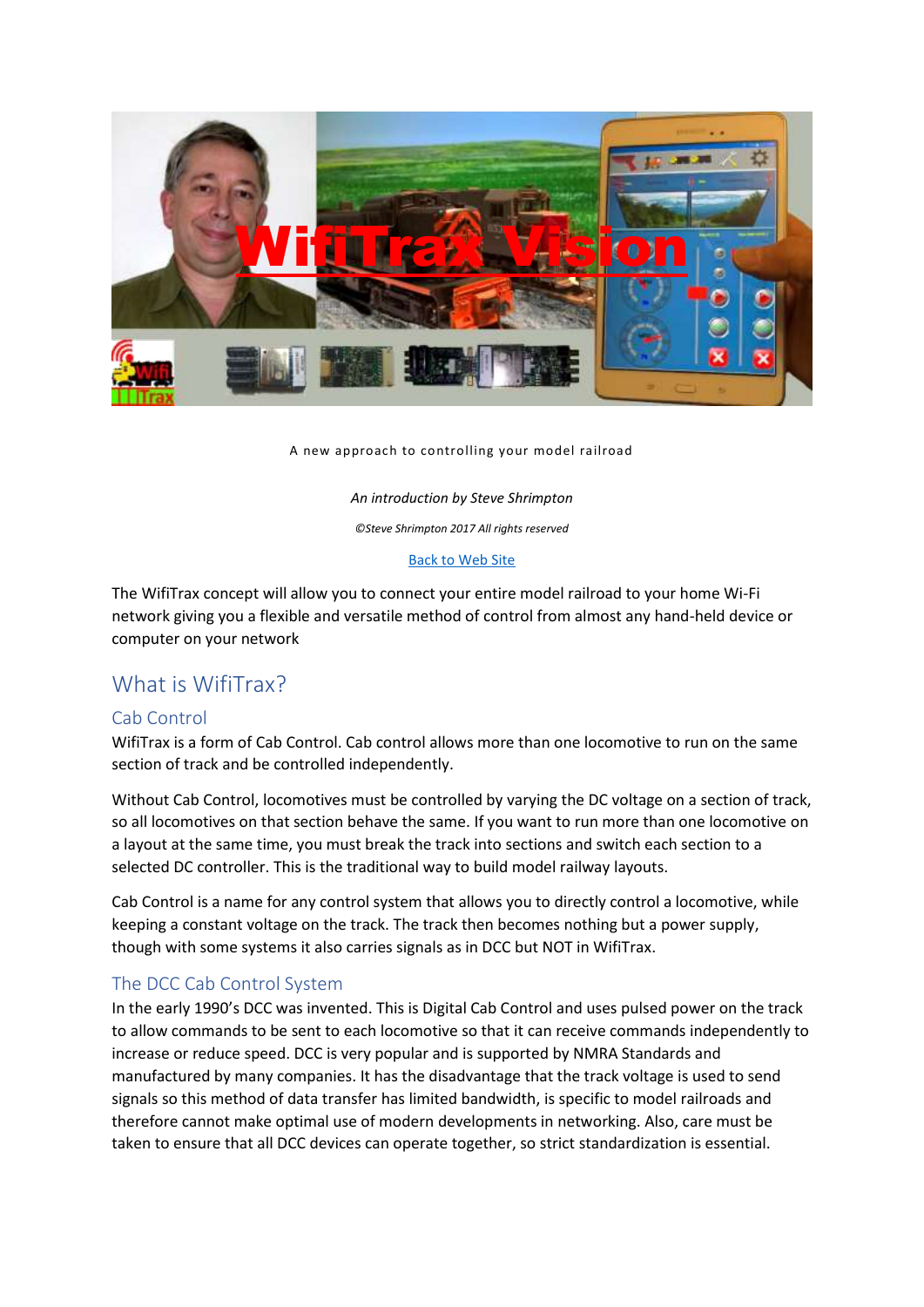A new approach to controlling your model railroad

*An introduction by Steve Shrimpton*

*©Steve Shrimpton 2017 All rights reserved*

[Back to Web Site]

The WifiTrax concept will allow you to connect your entire model railroad to your home Wi-Fi network giving you a flexible and versatile method of control from almost any hand-held device or computer on your network

## What is WifiTrax?

### Cab Control

WifiTrax is a form of Cab Control. Cab control allows more than one locomotive to run on the same section of track and be controlled independently.

Without Cab Control, locomotives must be controlled by varying the DC voltage on a section of track, so all locomotives on that section behave the same. If you want to run more than one locomotive on a layout at the same time, you must break the track into sections and switch each section to a selected DC controller. This is the traditional way to build model railway layouts.

Cab Control is a name for any control system that allows you to directly control a locomotive, while keeping a constant voltage on the track. The track then becomes nothing but a power supply, though with some systems it also carries signals as in DCC but NOT in WifiTrax.

### The DCC Cab Control System

In the early 1990's DCC was invented. This is Digital Cab Control and uses pulsed power on the track to allow commands to be sent to each locomotive so that it can receive commands independently to increase or reduce speed. DCC is very popular and is supported by NMRA Standards and manufactured by many companies. It has the disadvantage that the track voltage is used to send signals so this method of data transfer has limited bandwidth, is specific to model railroads and therefore cannot make optimal use of modern developments in networking. Also, care must be taken to ensure that all DCC devices can operate together, so strict standardization is essential.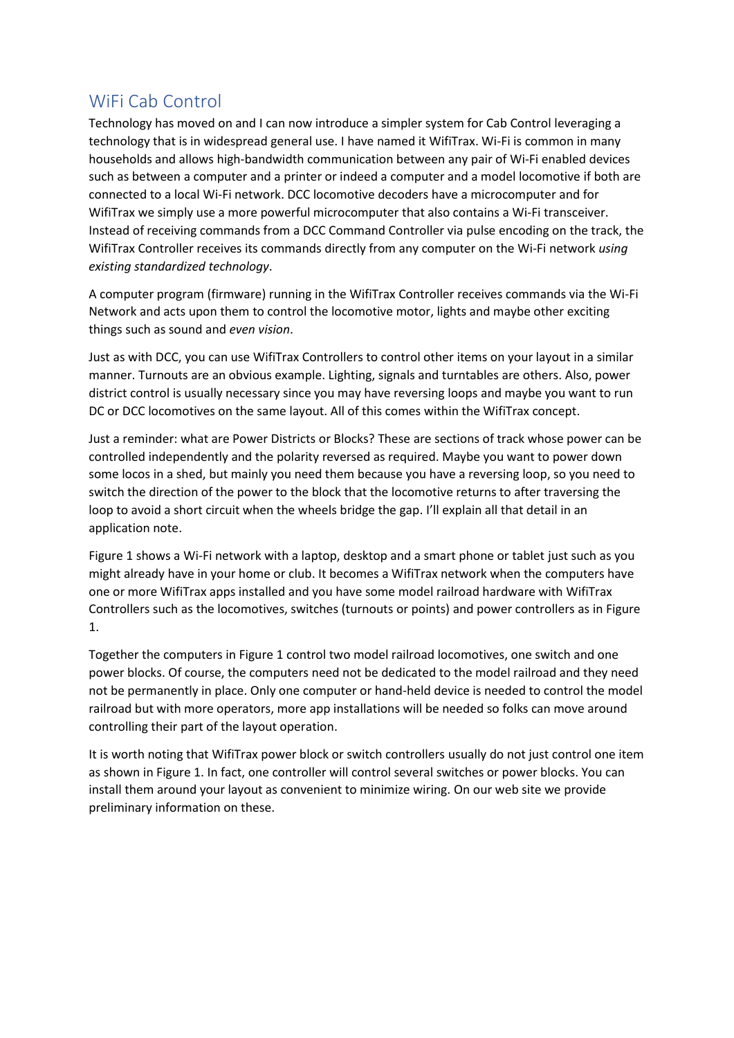## WiFi Cab Control

Technology has moved on and I can now introduce a simpler system for Cab Control leveraging a technology that is in widespread general use. I have named it WifiTrax. Wi-Fi is common in many households and allows high-bandwidth communication between any pair of Wi-Fi enabled devices such as between a computer and a printer or indeed a computer and a model locomotive if both are connected to a local Wi-Fi network. DCC locomotive decoders have a microcomputer and for WifiTrax we simply use a more powerful microcomputer that also contains a Wi-Fi transceiver. Instead of receiving commands from a DCC Command Controller via pulse encoding on the track, the WifiTrax Controller receives its commands directly from any computer on the Wi-Fi network *using existing standardized technology*.

A computer program (firmware) running in the WifiTrax Controller receives commands via the Wi-Fi Network and acts upon them to control the locomotive motor, lights and maybe other exciting things such as sound and *even vision*.

Just as with DCC, you can use WifiTrax Controllers to control other items on your layout in a similar manner. Turnouts are an obvious example. Lighting, signals and turntables are others. Also, power district control is usually necessary since you may have reversing loops and maybe you want to run DC or DCC locomotives on the same layout. All of this comes within the WifiTrax concept.

Just a reminder: what are Power Districts or Blocks? These are sections of track whose power can be controlled independently and the polarity reversed as required. Maybe you want to power down some locos in a shed, but mainly you need them because you have a reversing loop, so you need to switch the direction of the power to the block that the locomotive returns to after traversing the loop to avoid a short circuit when the wheels bridge the gap. I'll explain all that detail in an application note.

Figure 1 shows a Wi-Fi network with a laptop, desktop and a smart phone or tablet just such as you might already have in your home or club. It becomes a WifiTrax network when the computers have one or more WifiTrax apps installed and you have some model railroad hardware with WifiTrax Controllers such as the locomotives, switches (turnouts or points) and power controllers as in Figure 1.

Together the computers in Figure 1 control two model railroad locomotives, one switch and one power blocks. Of course, the computers need not be dedicated to the model railroad and they need not be permanently in place. Only one computer or hand-held device is needed to control the model railroad but with more operators, more app installations will be needed so folks can move around controlling their part of the layout operation.

It is worth noting that WifiTrax power block or switch controllers usually do not just control one item as shown in Figure 1. In fact, one controller will control several switches or power blocks. You can install them around your layout as convenient to minimize wiring. On our web site we provide preliminary information on these.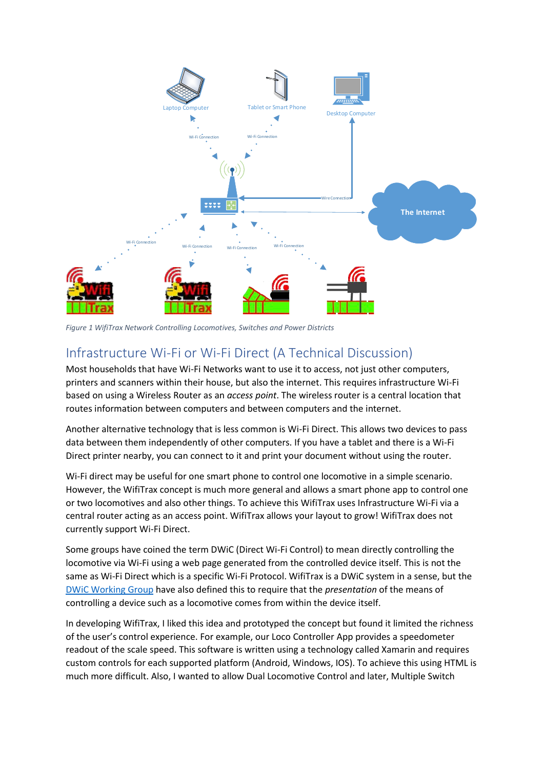*Figure 1 WifiTrax Network Controlling Locomotives, Switches and Power Districts*

## Infrastructure Wi-Fi or Wi-Fi Direct (A Technical Discussion)

Most households that have Wi-Fi Networks want to use it to access, not just other computers, printers and scanners within their house, but also the internet. This requires infrastructure Wi-Fi based on using a Wireless Router as an *access point*. The wireless router is a central location that routes information between computers and between computers and the internet.

Another alternative technology that is less common is Wi-Fi Direct. This allows two devices to pass data between them independently of other computers. If you have a tablet and there is a Wi-Fi Direct printer nearby, you can connect to it and print your document without using the router.

Wi-Fi direct may be useful for one smart phone to control one locomotive in a simple scenario. However, the WifiTrax concept is much more general and allows a smart phone app to control one or two locomotives and also other things. To achieve this WifiTrax uses Infrastructure Wi-Fi via a central router acting as an access point. WifiTrax allows your layout to grow! WifiTrax does not currently support Wi-Fi Direct.

Some groups have coined the term DWiC (Direct Wi-Fi Control) to mean directly controlling the locomotive via Wi-Fi using a web page generated from the controlled device itself. This is not the same as Wi-Fi Direct which is a specific Wi-Fi Protocol. WifiTrax is a DWiC system in a sense, but the DWiC Working Group have also defined this to require that the *presentation* of the means of controlling a device such as a locomotive comes from within the device itself.

In developing WifiTrax, I liked this idea and prototyped the concept but found it limited the richness of the user's control experience. For example, our Loco Controller App provides a speedometer readout of the scale speed. This software is written using a technology called Xamarin and requires custom controls for each supported platform (Android, Windows, IOS). To achieve this using HTML is much more difficult. Also, I wanted to allow Dual Locomotive Control and later, Multiple Switch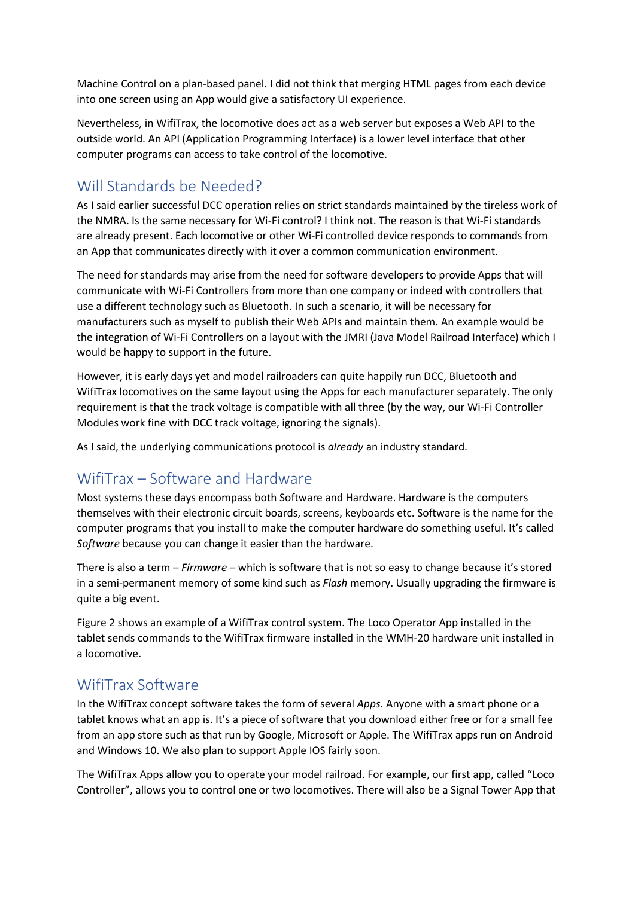Machine Control on a plan-based panel. I did not think that merging HTML pages from each device into one screen using an App would give a satisfactory UI experience.

Nevertheless, in WifiTrax, the locomotive does act as a web server but exposes a Web API to the outside world. An API (Application Programming Interface) is a lower level interface that other computer programs can access to take control of the locomotive.

## Will Standards be Needed?

As I said earlier successful DCC operation relies on strict standards maintained by the tireless work of the NMRA. Is the same necessary for Wi-Fi control? I think not. The reason is that Wi-Fi standards are already present. Each locomotive or other Wi-Fi controlled device responds to commands from an App that communicates directly with it over a common communication environment.

The need for standards may arise from the need for software developers to provide Apps that will communicate with Wi-Fi Controllers from more than one company or indeed with controllers that use a different technology such as Bluetooth. In such a scenario, it will be necessary for manufacturers such as myself to publish their Web APIs and maintain them. An example would be the integration of Wi-Fi Controllers on a layout with the JMRI (Java Model Railroad Interface) which I would be happy to support in the future.

However, it is early days yet and model railroaders can quite happily run DCC, Bluetooth and WifiTrax locomotives on the same layout using the Apps for each manufacturer separately. The only requirement is that the track voltage is compatible with all three (by the way, our Wi-Fi Controller Modules work fine with DCC track voltage, ignoring the signals).

As I said, the underlying communications protocol is *already* an industry standard.

## WifiTrax – Software and Hardware

Most systems these days encompass both Software and Hardware. Hardware is the computers themselves with their electronic circuit boards, screens, keyboards etc. Software is the name for the computer programs that you install to make the computer hardware do something useful. It's called *Software* because you can change it easier than the hardware.

There is also a term – *Firmware* – which is software that is not so easy to change because it's stored in a semi-permanent memory of some kind such as *Flash* memory. Usually upgrading the firmware is quite a big event.

Figure 2 shows an example of a WifiTrax control system. The Loco Operator App installed in the tablet sends commands to the WifiTrax firmware installed in the WMH-20 hardware unit installed in a locomotive.

## WifiTrax Software

In the WifiTrax concept software takes the form of several *Apps*. Anyone with a smart phone or a tablet knows what an app is. It's a piece of software that you download either free or for a small fee from an app store such as that run by Google, Microsoft or Apple. The WifiTrax apps run on Android and Windows 10. We also plan to support Apple IOS fairly soon.

The WifiTrax Apps allow you to operate your model railroad. For example, our first app, called "Loco Controller", allows you to control one or two locomotives. There will also be a Signal Tower App that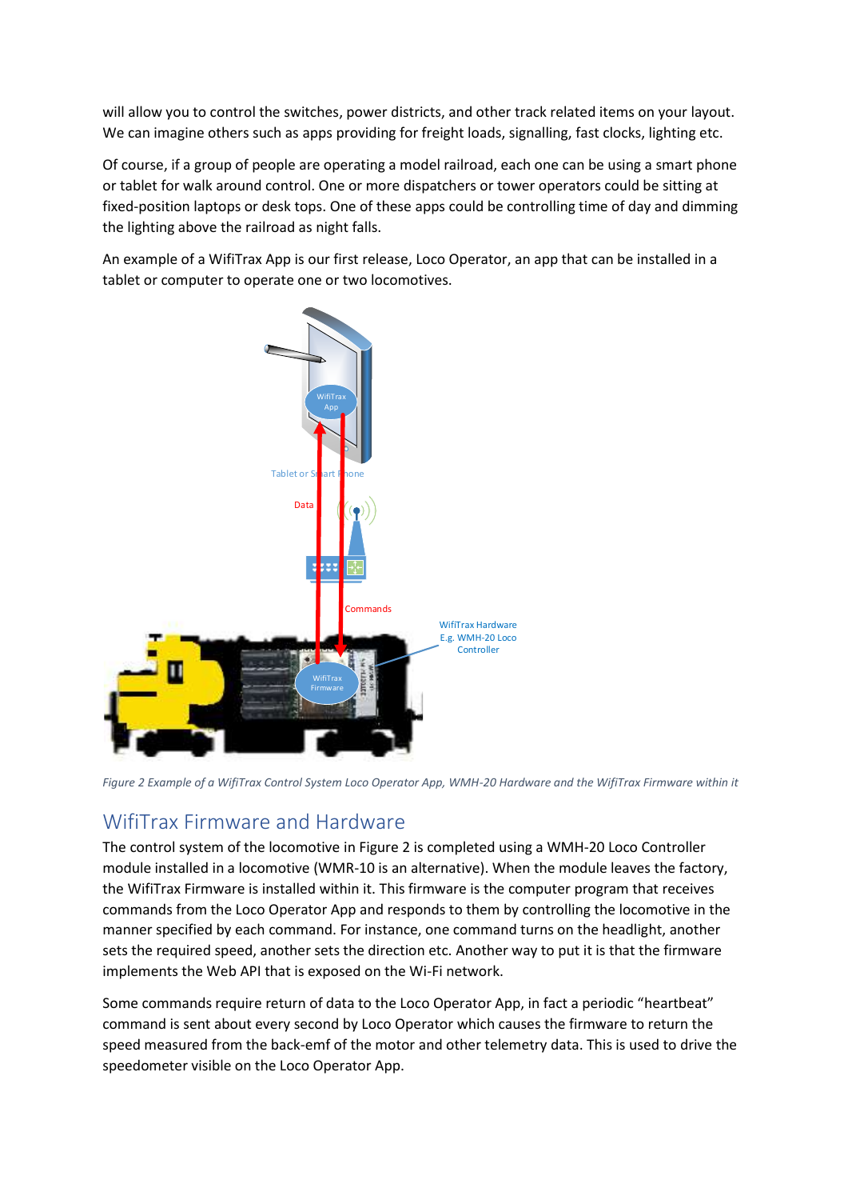will allow you to control the switches, power districts, and other track related items on your layout. We can imagine others such as apps providing for freight loads, signalling, fast clocks, lighting etc.

Of course, if a group of people are operating a model railroad, each one can be using a smart phone or tablet for walk around control. One or more dispatchers or tower operators could be sitting at fixed-position laptops or desk tops. One of these apps could be controlling time of day and dimming the lighting above the railroad as night falls.

An example of a WifiTrax App is our first release, Loco Operator, an app that can be installed in a tablet or computer to operate one or two locomotives.

*Figure 2 Example of a WifiTrax Control System Loco Operator App, WMH-20 Hardware and the WifiTrax Firmware within it*

## WifiTrax Firmware and Hardware

The control system of the locomotive in Figure 2 is completed using a WMH-20 Loco Controller module installed in a locomotive (WMR-10 is an alternative). When the module leaves the factory, the WifiTrax Firmware is installed within it. This firmware is the computer program that receives commands from the Loco Operator App and responds to them by controlling the locomotive in the manner specified by each command. For instance, one command turns on the headlight, another sets the required speed, another sets the direction etc. Another way to put it is that the firmware implements the Web API that is exposed on the Wi-Fi network.

Some commands require return of data to the Loco Operator App, in fact a periodic "heartbeat" command is sent about every second by Loco Operator which causes the firmware to return the speed measured from the back-emf of the motor and other telemetry data. This is used to drive the speedometer visible on the Loco Operator App.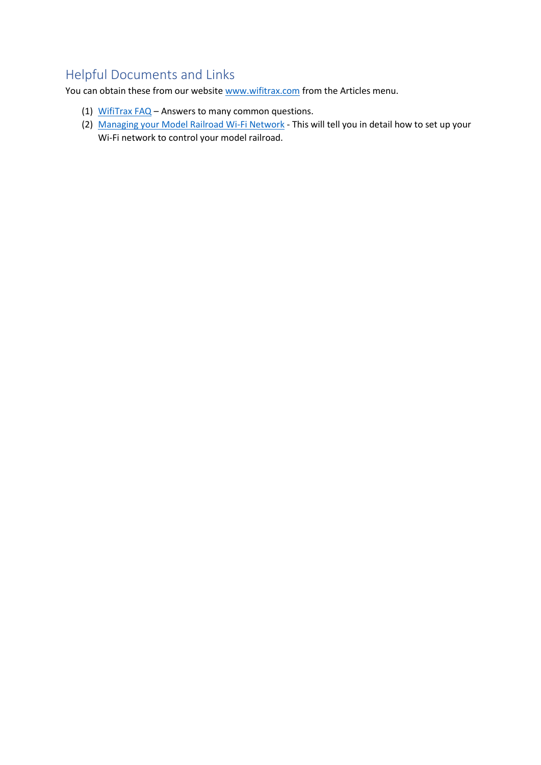## Helpful Documents and Links

You can obtain these from our website www.wifitrax.com from the Articles menu.

(1) WifiTrax FAQ – Answers to many common questions.

(2) Managing your Model Railroad Wi-Fi Network - This will tell you in detail how to set up your Wi-Fi network to control your model railroad.